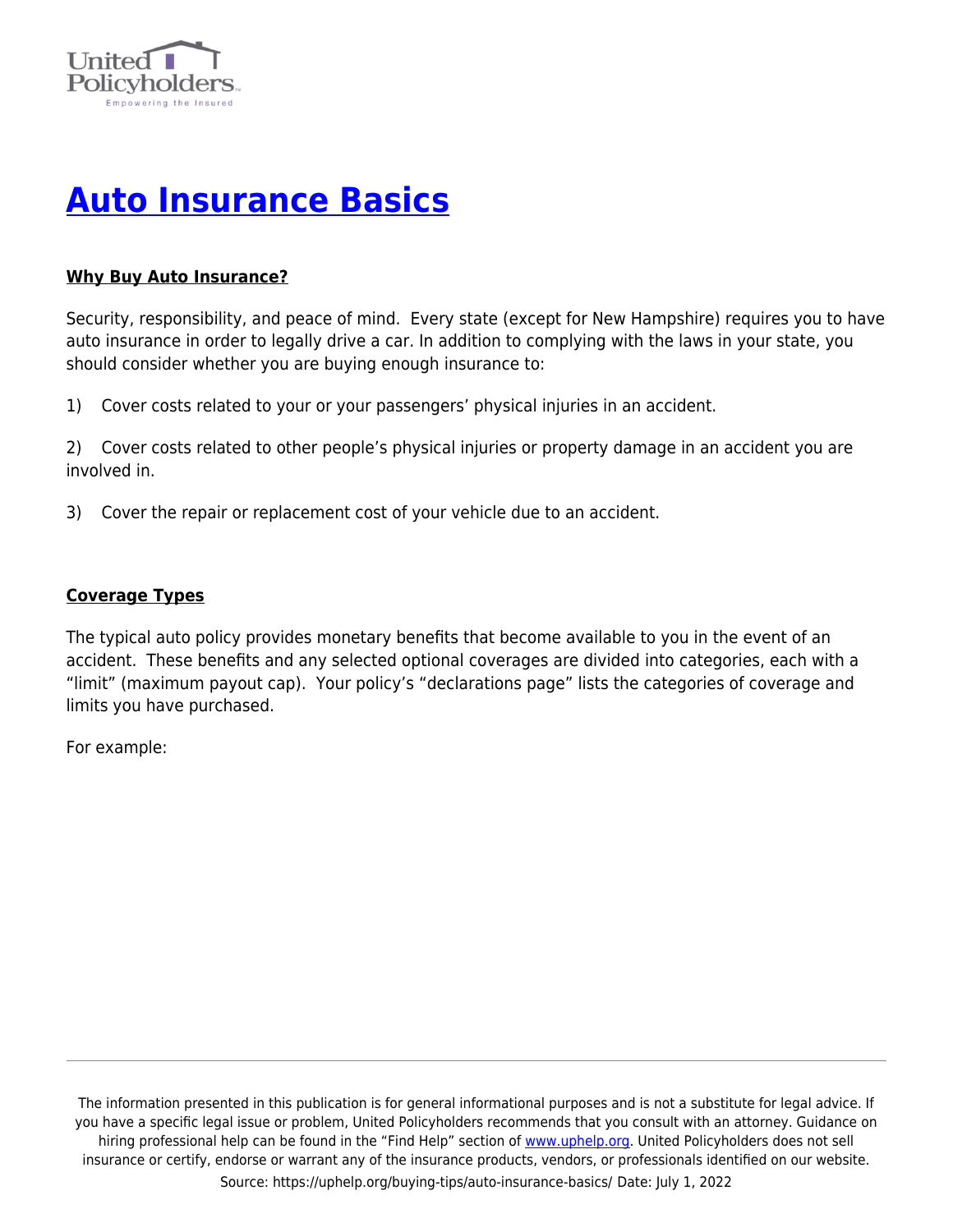# Auto Insurance Basics

### Why Buy Auto Insurance?

Security, responsibility, and peace of mind. Every state (except for New Hampshire) requires you to have auto insurance in order to legally drive a car. In addition to complying with the laws in your state, you should consider whether you are buying enough insurance to:

1) Cover costs related to your or your passengers' physical injuries in an accident.

2) Cover costs related to other people's physical injuries or property damage in an accident you are involved in.

3) Cover the repair or replacement cost of your vehicle due to an accident.

### Coverage Types

The typical auto policy provides monetary benefits that become available to you in the event of an accident. These benefits and any selected optional coverages are divided into categories, each with a "limit" (maximum payout cap). Your policy's "declarations page" lists the categories of coverage and limits you have purchased.

For example: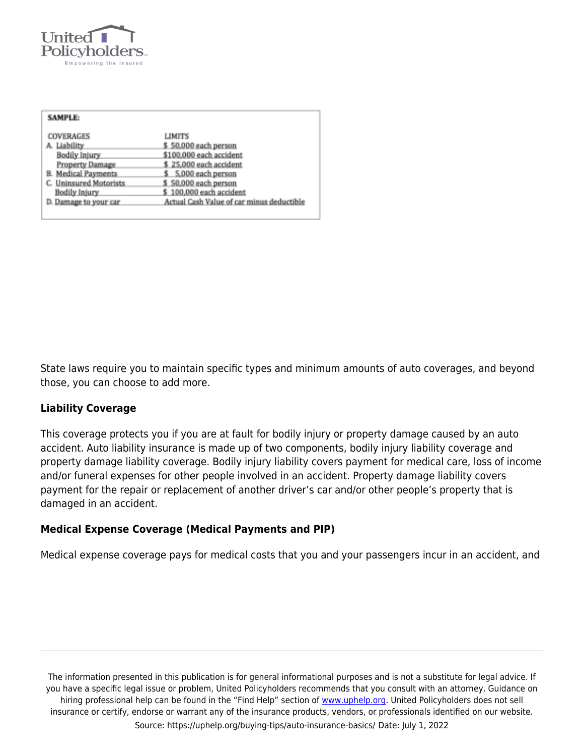**SAMPLE:**

| COVERAGES | LIMITS |
|---|---|
| A. Liability | $ 50,000 each person |
| Bodily Injury | $100,000 each accident |
| Property Damage | $ 25,000 each accident |
| B. Medical Payments | $ 5,000 each person |
| C. Uninsured Motorists | $ 50,000 each person |
| Bodily Injury | $ 100,000 each accident |
| D. Damage to your car | Actual Cash Value of car minus deductible |

State laws require you to maintain specific types and minimum amounts of auto coverages, and beyond those, you can choose to add more.

**Liability Coverage**

This coverage protects you if you are at fault for bodily injury or property damage caused by an auto accident. Auto liability insurance is made up of two components, bodily injury liability coverage and property damage liability coverage. Bodily injury liability covers payment for medical care, loss of income and/or funeral expenses for other people involved in an accident. Property damage liability covers payment for the repair or replacement of another driver's car and/or other people's property that is damaged in an accident.

**Medical Expense Coverage (Medical Payments and PIP)**

Medical expense coverage pays for medical costs that you and your passengers incur in an accident, and

The information presented in this publication is for general informational purposes and is not a substitute for legal advice. If you have a specific legal issue or problem, United Policyholders recommends that you consult with an attorney. Guidance on hiring professional help can be found in the "Find Help" section of www.uphelp.org. United Policyholders does not sell insurance or certify, endorse or warrant any of the insurance products, vendors, or professionals identified on our website.

Source: https://uphelp.org/buying-tips/auto-insurance-basics/ Date: July 1, 2022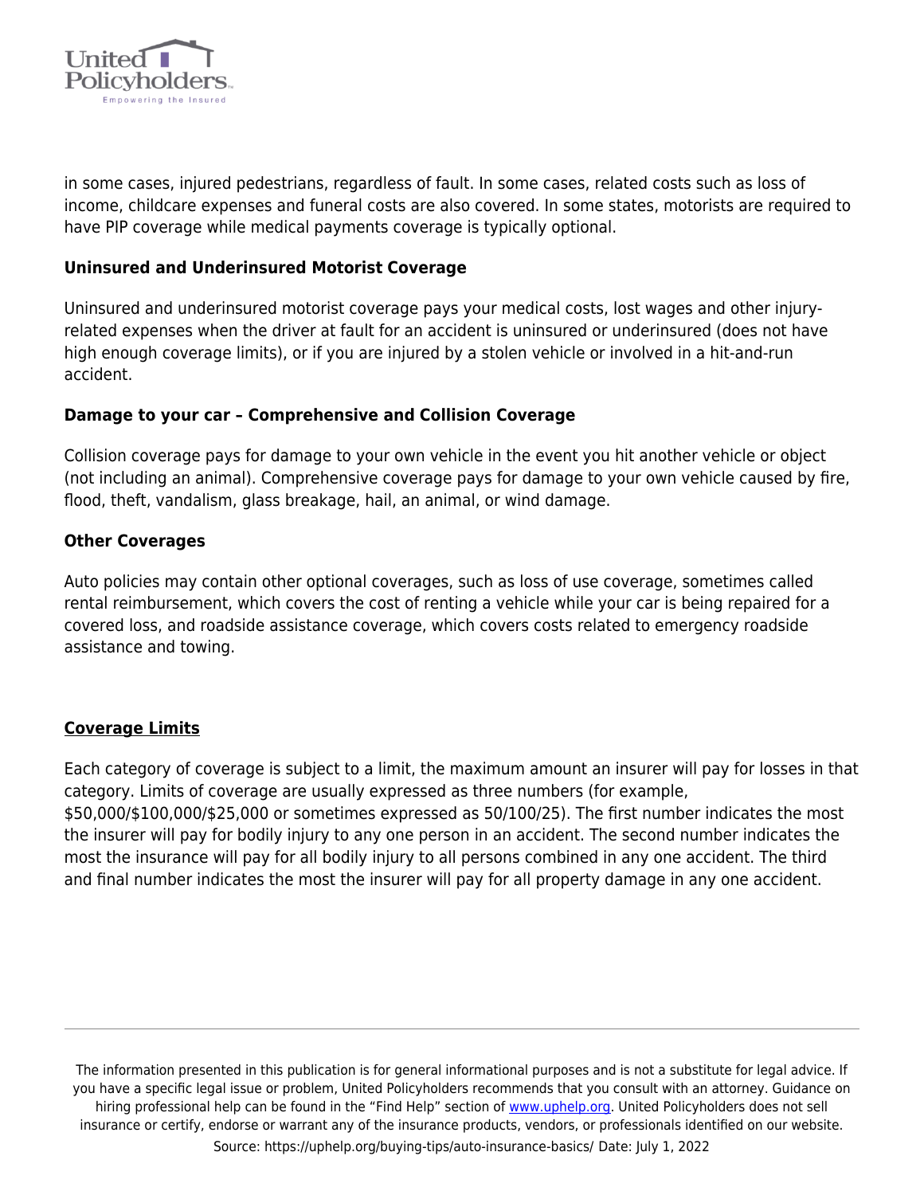in some cases, injured pedestrians, regardless of fault. In some cases, related costs such as loss of income, childcare expenses and funeral costs are also covered. In some states, motorists are required to have PIP coverage while medical payments coverage is typically optional.

### Uninsured and Underinsured Motorist Coverage

Uninsured and underinsured motorist coverage pays your medical costs, lost wages and other injury-related expenses when the driver at fault for an accident is uninsured or underinsured (does not have high enough coverage limits), or if you are injured by a stolen vehicle or involved in a hit-and-run accident.

### Damage to your car – Comprehensive and Collision Coverage

Collision coverage pays for damage to your own vehicle in the event you hit another vehicle or object (not including an animal). Comprehensive coverage pays for damage to your own vehicle caused by fire, flood, theft, vandalism, glass breakage, hail, an animal, or wind damage.

### Other Coverages

Auto policies may contain other optional coverages, such as loss of use coverage, sometimes called rental reimbursement, which covers the cost of renting a vehicle while your car is being repaired for a covered loss, and roadside assistance coverage, which covers costs related to emergency roadside assistance and towing.

## Coverage Limits

Each category of coverage is subject to a limit, the maximum amount an insurer will pay for losses in that category. Limits of coverage are usually expressed as three numbers (for example, $50,000/$100,000/$25,000 or sometimes expressed as 50/100/25). The first number indicates the most the insurer will pay for bodily injury to any one person in an accident. The second number indicates the most the insurance will pay for all bodily injury to all persons combined in any one accident. The third and final number indicates the most the insurer will pay for all property damage in any one accident.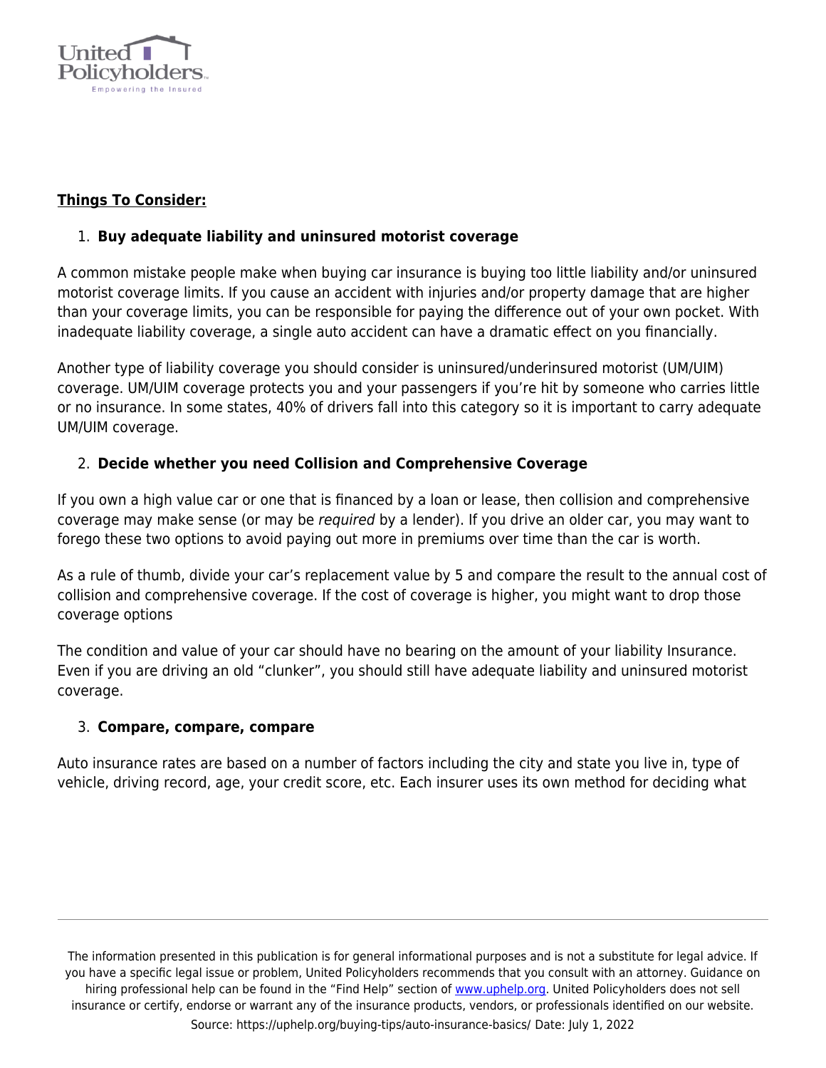**<u>Things To Consider:</u>**

1. **Buy adequate liability and uninsured motorist coverage**

A common mistake people make when buying car insurance is buying too little liability and/or uninsured motorist coverage limits. If you cause an accident with injuries and/or property damage that are higher than your coverage limits, you can be responsible for paying the difference out of your own pocket. With inadequate liability coverage, a single auto accident can have a dramatic effect on you financially.

Another type of liability coverage you should consider is uninsured/underinsured motorist (UM/UIM) coverage. UM/UIM coverage protects you and your passengers if you're hit by someone who carries little or no insurance. In some states, 40% of drivers fall into this category so it is important to carry adequate UM/UIM coverage.

2. **Decide whether you need Collision and Comprehensive Coverage**

If you own a high value car or one that is financed by a loan or lease, then collision and comprehensive coverage may make sense (or may be *required* by a lender). If you drive an older car, you may want to forego these two options to avoid paying out more in premiums over time than the car is worth.

As a rule of thumb, divide your car's replacement value by 5 and compare the result to the annual cost of collision and comprehensive coverage. If the cost of coverage is higher, you might want to drop those coverage options

The condition and value of your car should have no bearing on the amount of your liability Insurance. Even if you are driving an old "clunker", you should still have adequate liability and uninsured motorist coverage.

3. **Compare, compare, compare**

Auto insurance rates are based on a number of factors including the city and state you live in, type of vehicle, driving record, age, your credit score, etc. Each insurer uses its own method for deciding what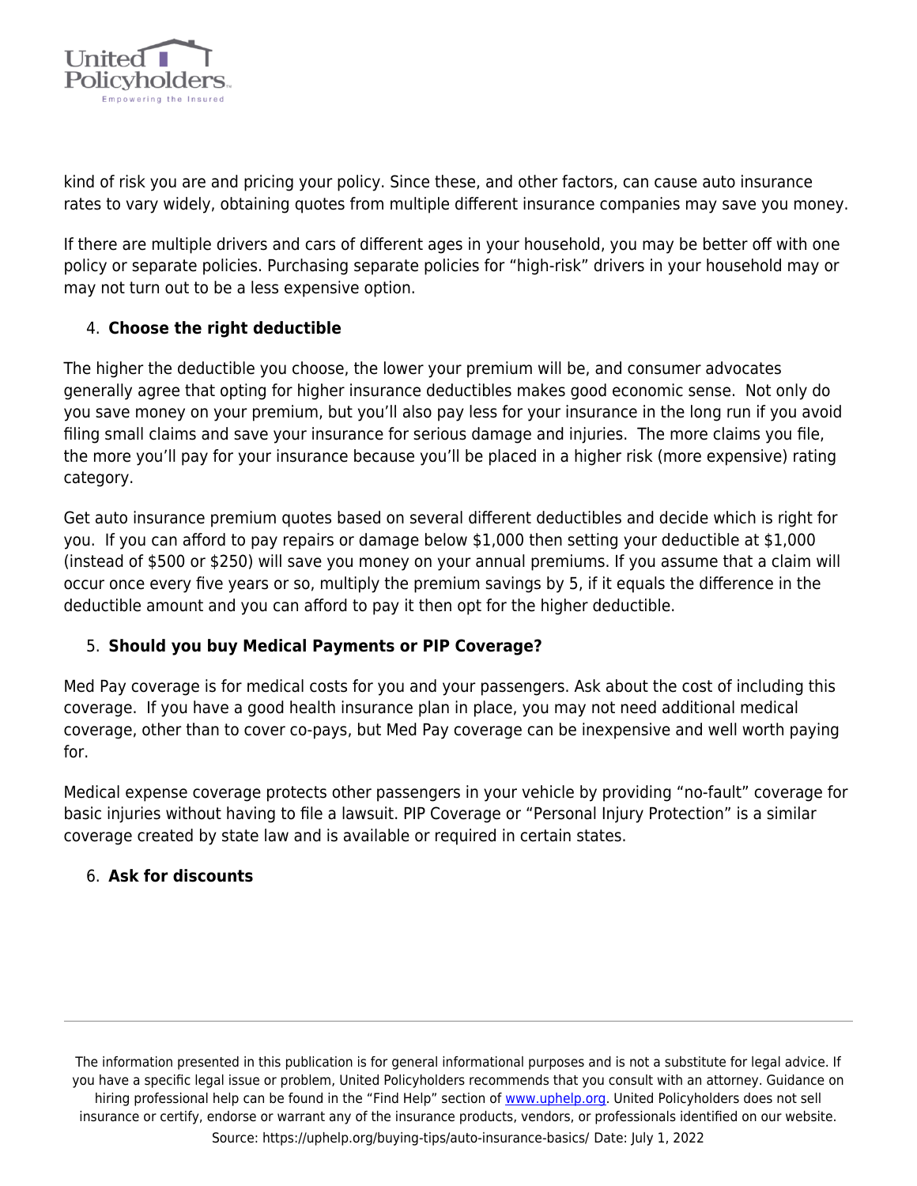kind of risk you are and pricing your policy. Since these, and other factors, can cause auto insurance rates to vary widely, obtaining quotes from multiple different insurance companies may save you money.

If there are multiple drivers and cars of different ages in your household, you may be better off with one policy or separate policies. Purchasing separate policies for "high-risk" drivers in your household may or may not turn out to be a less expensive option.

4. **Choose the right deductible**

The higher the deductible you choose, the lower your premium will be, and consumer advocates generally agree that opting for higher insurance deductibles makes good economic sense. Not only do you save money on your premium, but you'll also pay less for your insurance in the long run if you avoid filing small claims and save your insurance for serious damage and injuries. The more claims you file, the more you'll pay for your insurance because you'll be placed in a higher risk (more expensive) rating category.

Get auto insurance premium quotes based on several different deductibles and decide which is right for you. If you can afford to pay repairs or damage below $1,000 then setting your deductible at $1,000 (instead of $500 or $250) will save you money on your annual premiums. If you assume that a claim will occur once every five years or so, multiply the premium savings by 5, if it equals the difference in the deductible amount and you can afford to pay it then opt for the higher deductible.

5. **Should you buy Medical Payments or PIP Coverage?**

Med Pay coverage is for medical costs for you and your passengers. Ask about the cost of including this coverage. If you have a good health insurance plan in place, you may not need additional medical coverage, other than to cover co-pays, but Med Pay coverage can be inexpensive and well worth paying for.

Medical expense coverage protects other passengers in your vehicle by providing "no-fault" coverage for basic injuries without having to file a lawsuit. PIP Coverage or "Personal Injury Protection" is a similar coverage created by state law and is available or required in certain states.

6. **Ask for discounts**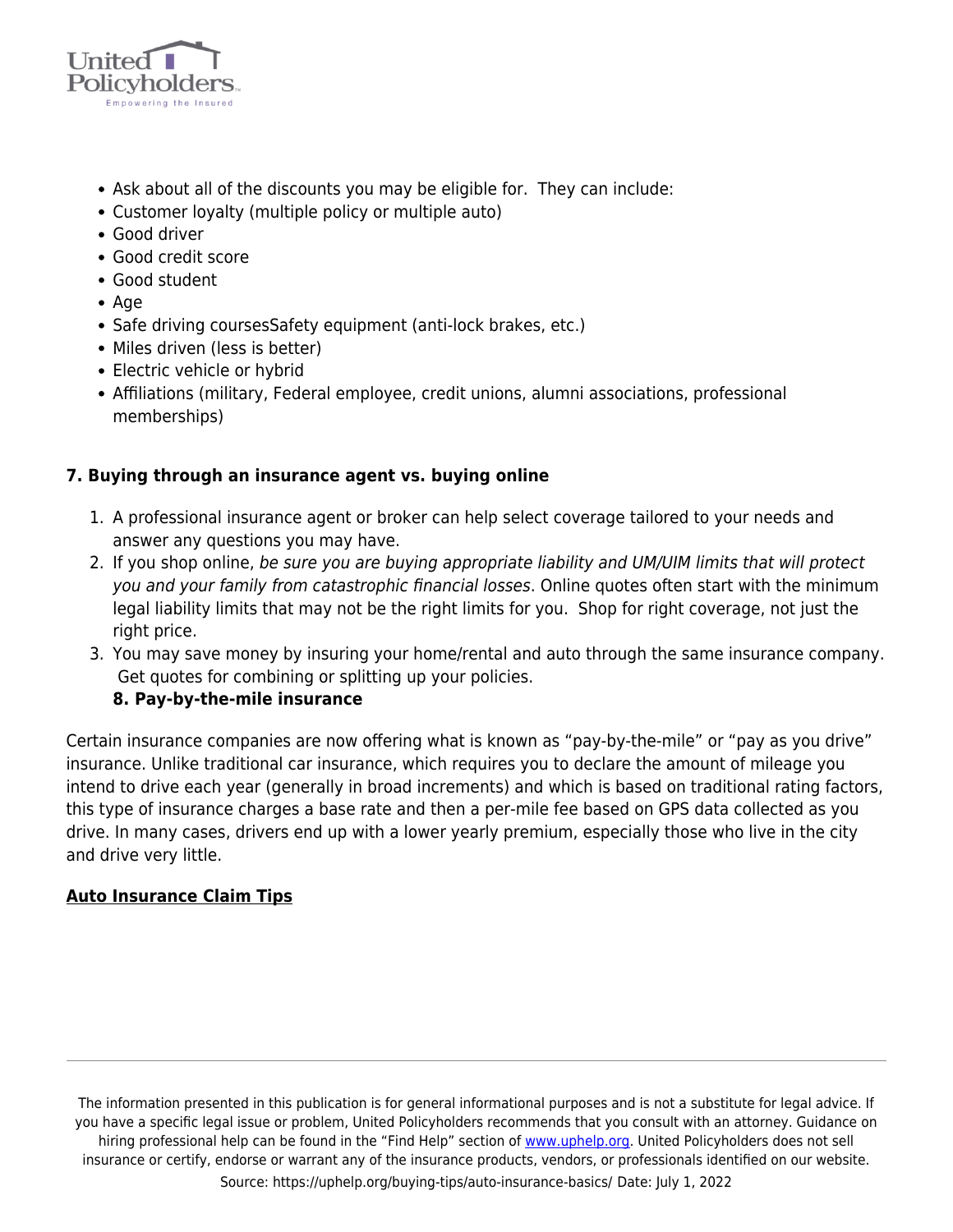- Ask about all of the discounts you may be eligible for.  They can include:
- Customer loyalty (multiple policy or multiple auto)
- Good driver
- Good credit score
- Good student
- Age
- Safe driving coursesSafety equipment (anti-lock brakes, etc.)
- Miles driven (less is better)
- Electric vehicle or hybrid
- Affiliations (military, Federal employee, credit unions, alumni associations, professional memberships)

**7. Buying through an insurance agent vs. buying online**

1. A professional insurance agent or broker can help select coverage tailored to your needs and answer any questions you may have.
2. If you shop online, *be sure you are buying appropriate liability and UM/UIM limits that will protect you and your family from catastrophic financial losses*. Online quotes often start with the minimum legal liability limits that may not be the right limits for you.  Shop for right coverage, not just the right price.
3. You may save money by insuring your home/rental and auto through the same insurance company.  Get quotes for combining or splitting up your policies.
   **8. Pay-by-the-mile insurance**

Certain insurance companies are now offering what is known as "pay-by-the-mile" or "pay as you drive" insurance. Unlike traditional car insurance, which requires you to declare the amount of mileage you intend to drive each year (generally in broad increments) and which is based on traditional rating factors, this type of insurance charges a base rate and then a per-mile fee based on GPS data collected as you drive. In many cases, drivers end up with a lower yearly premium, especially those who live in the city and drive very little.

**Auto Insurance Claim Tips**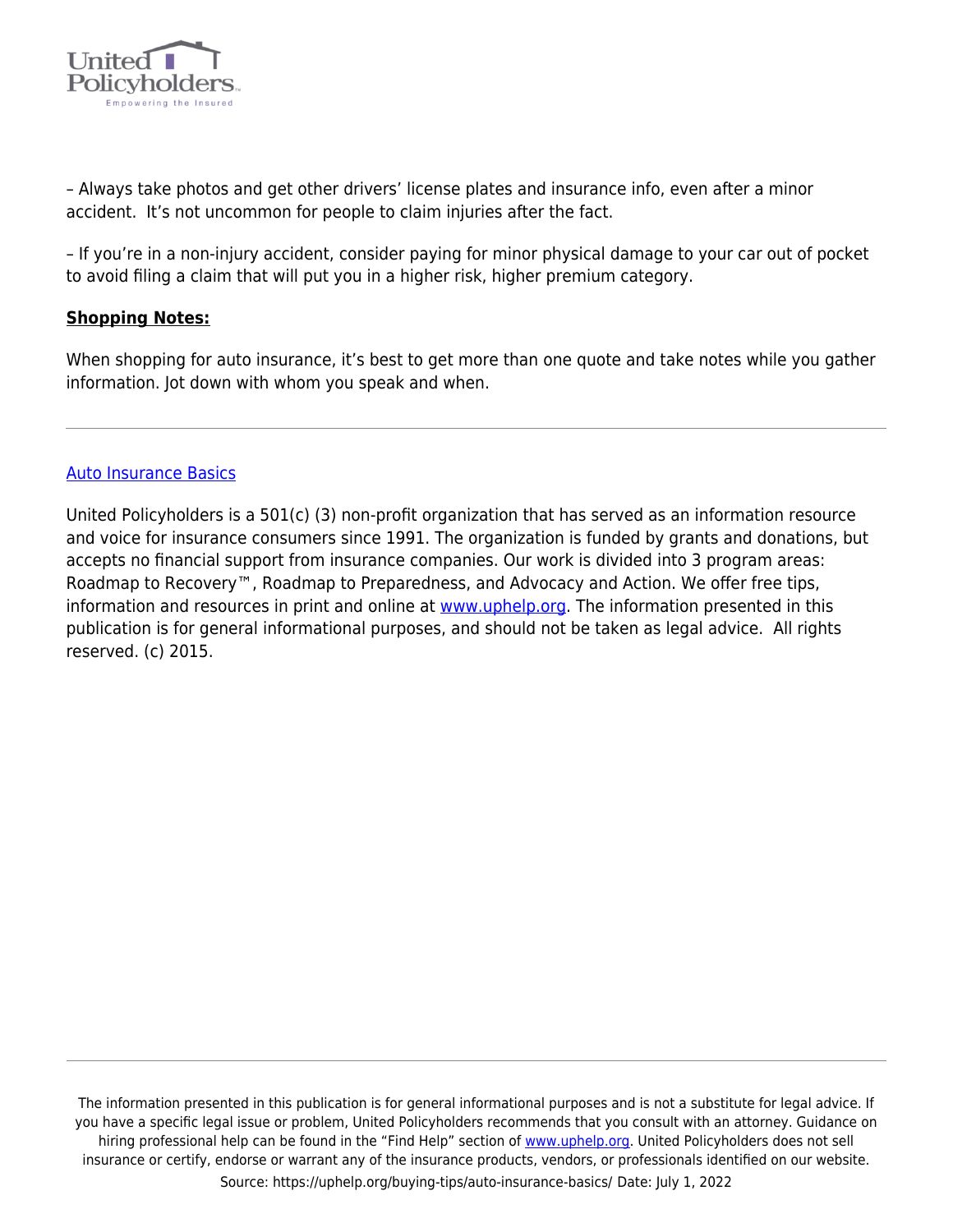– Always take photos and get other drivers' license plates and insurance info, even after a minor accident.  It's not uncommon for people to claim injuries after the fact.

– If you're in a non-injury accident, consider paying for minor physical damage to your car out of pocket to avoid filing a claim that will put you in a higher risk, higher premium category.

**Shopping Notes:**

When shopping for auto insurance, it's best to get more than one quote and take notes while you gather information. Jot down with whom you speak and when.

---

[Auto Insurance Basics](https://uphelp.org/buying-tips/auto-insurance-basics/)

United Policyholders is a 501(c) (3) non-profit organization that has served as an information resource and voice for insurance consumers since 1991. The organization is funded by grants and donations, but accepts no financial support from insurance companies. Our work is divided into 3 program areas: Roadmap to Recovery™, Roadmap to Preparedness, and Advocacy and Action. We offer free tips, information and resources in print and online at [www.uphelp.org](http://www.uphelp.org). The information presented in this publication is for general informational purposes, and should not be taken as legal advice.  All rights reserved. (c) 2015.